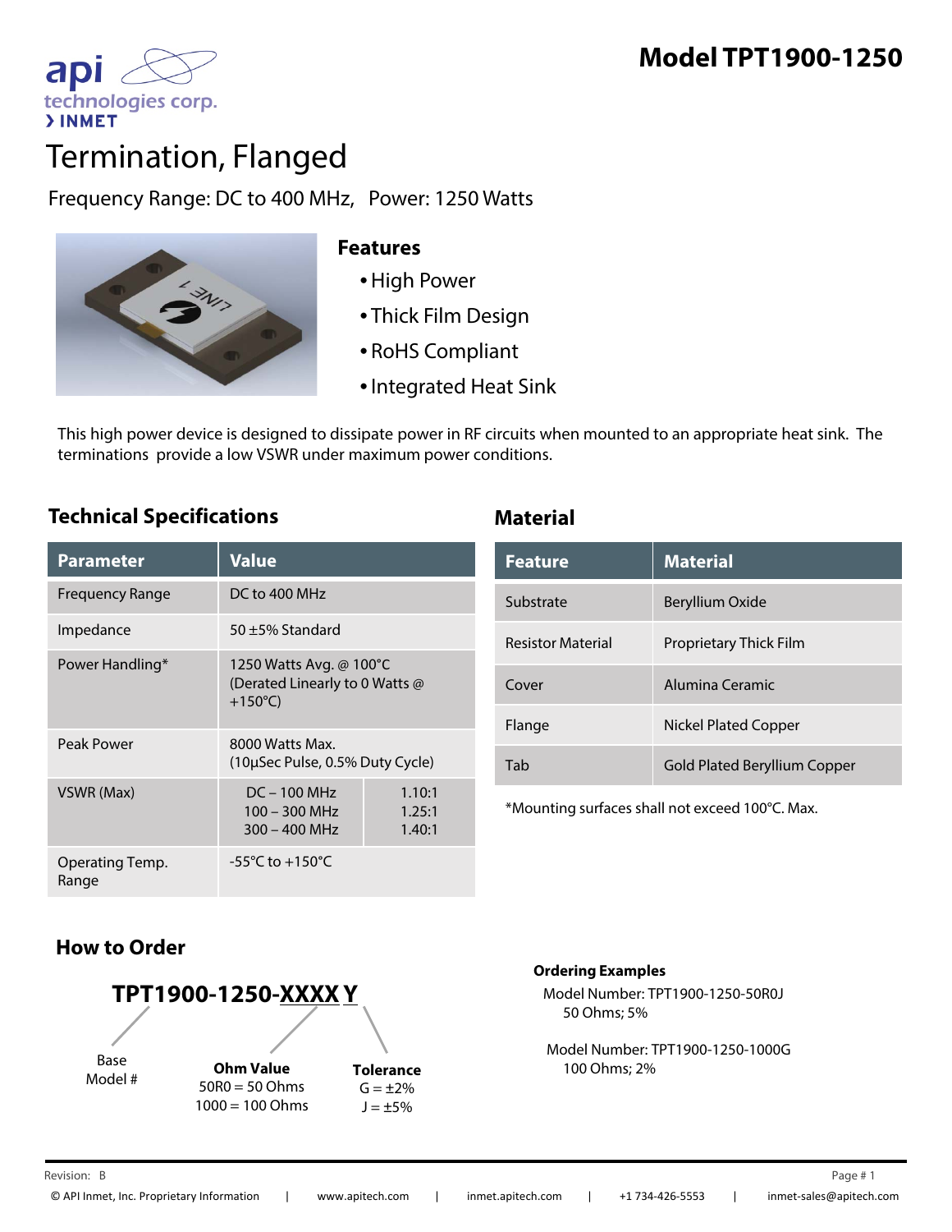# Model TPT1900-1250

# Termination, Flanged

Frequency Range: DC to 400 MHz, Power: 1250 Watts

### Features

- High Power
- Thick Film Design
- RoHS Compliant
- Integrated Heat Sink

This high power device is designed to dissipate power in RF circuits when mounted to an appropriate heat sink. The terminations provide a low VSWR under maximum power conditions.

## Technical Specifications

| Parameter | Value | |
|---|---|---|
| Frequency Range | DC to 400 MHz | |
| Impedance | 50 ±5% Standard | |
| Power Handling* | 1250 Watts Avg. @ 100°C (Derated Linearly to 0 Watts @ +150°C) | |
| Peak Power | 8000 Watts Max. (10µSec Pulse, 0.5% Duty Cycle) | |
| VSWR (Max) | DC – 100 MHz<br>100 – 300 MHz<br>300 – 400 MHz | 1.10:1<br>1.25:1<br>1.40:1 |
| Operating Temp. Range | -55°C to +150°C | |

## Material

| Feature | Material |
|---|---|
| Substrate | Beryllium Oxide |
| Resistor Material | Proprietary Thick Film |
| Cover | Alumina Ceramic |
| Flange | Nickel Plated Copper |
| Tab | Gold Plated Beryllium Copper |

*Mounting surfaces shall not exceed 100°C. Max.

## How to Order

**TPT1900-1250-XXXX Y**

- Base Model #: TPT1900-1250
- **Ohm Value**: 50R0 = 50 Ohms; 1000 = 100 Ohms
- **Tolerance**: G = ±2%; J = ±5%

**Ordering Examples**

Model Number: TPT1900-1250-50R0J
50 Ohms; 5%

Model Number: TPT1900-1250-1000G
100 Ohms; 2%

Revision: B

© API Inmet, Inc. Proprietary Information | www.apitech.com | inmet.apitech.com | +1 734-426-5553 | inmet-sales@apitech.com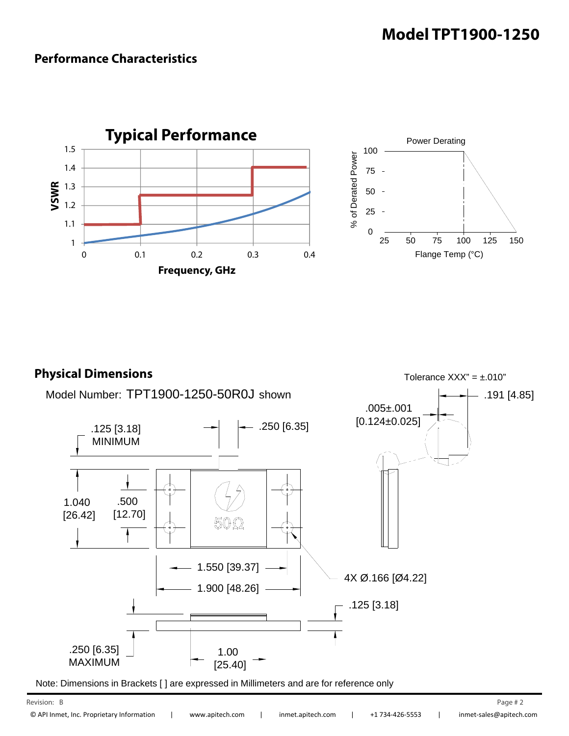# Model TPT1900-1250

## Performance Characteristics

**Typical Performance**

VSWR

1.5
1.4
1.3
1.2
1.1
1

0 0.1 0.2 0.3 0.4

Frequency, GHz

Power Derating

% of Derated Power

100
75
50
25
0

25 50 75 100 125 150

Flange Temp (°C)

## Physical Dimensions

Tolerance XXX" = ±.010"

Model Number: TPT1900-1250-50R0J shown

.191 [4.85]

.005±.001
[0.124±0.025]

.125 [3.18]
MINIMUM

.250 [6.35]

1.040
[26.42]

.500
[12.70]

50Ω

1.550 [39.37]

1.900 [48.26]

4X Ø.166 [Ø4.22]

.125 [3.18]

.250 [6.35]
MAXIMUM

1.00
[25.40]

Note: Dimensions in Brackets [ ] are expressed in Millimeters and are for reference only

Revision: B

© API Inmet, Inc. Proprietary Information | www.apitech.com | inmet.apitech.com | +1 734-426-5553 | inmet-sales@apitech.com